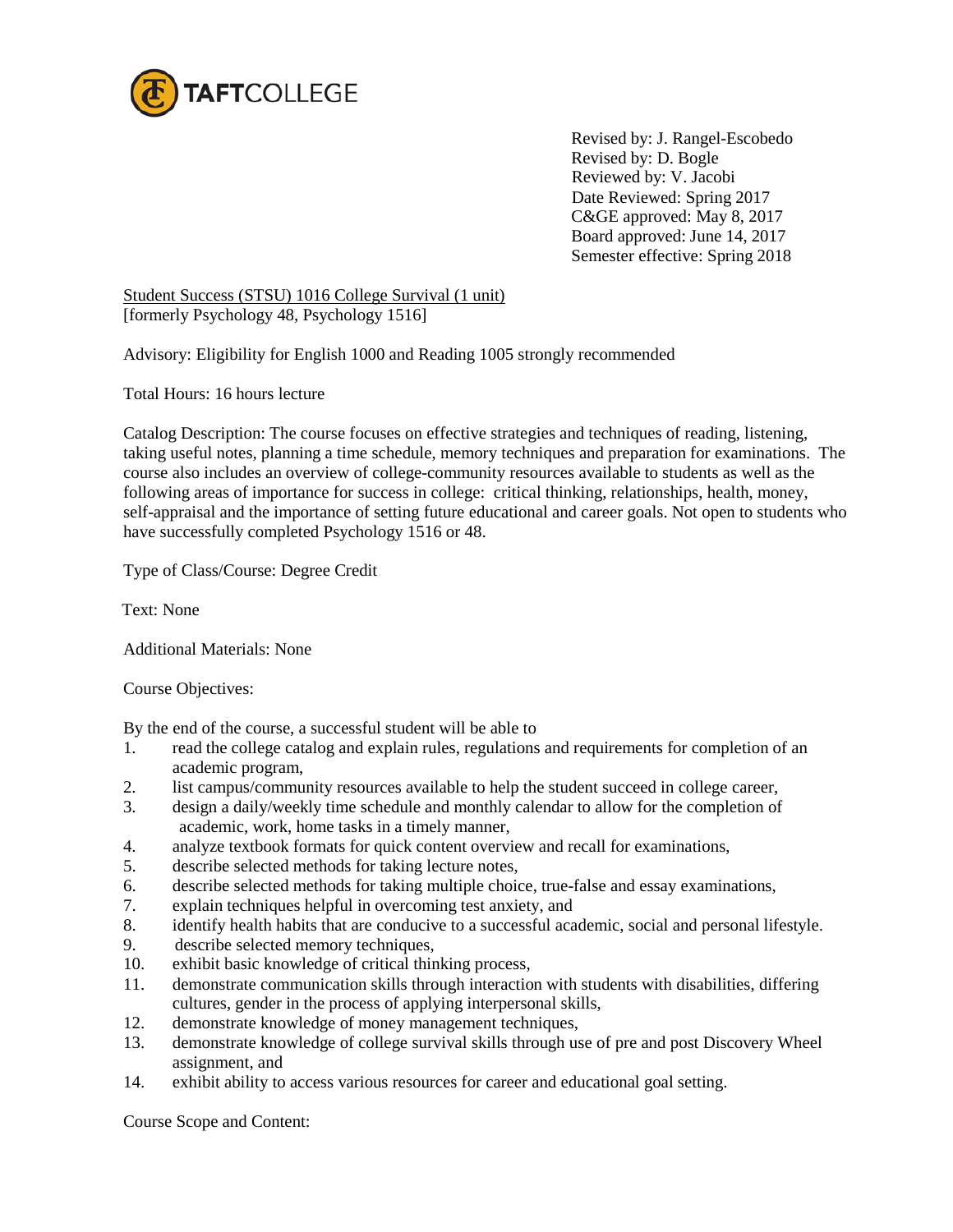TAFTCOLLEGE

Revised by: J. Rangel-Escobedo
Revised by: D. Bogle
Reviewed by: V. Jacobi
Date Reviewed: Spring 2017
C&GE approved: May 8, 2017
Board approved: June 14, 2017
Semester effective: Spring 2018

Student Success (STSU) 1016 College Survival (1 unit)
[formerly Psychology 48, Psychology 1516]

Advisory: Eligibility for English 1000 and Reading 1005 strongly recommended

Total Hours: 16 hours lecture

Catalog Description: The course focuses on effective strategies and techniques of reading, listening, taking useful notes, planning a time schedule, memory techniques and preparation for examinations. The course also includes an overview of college-community resources available to students as well as the following areas of importance for success in college: critical thinking, relationships, health, money, self-appraisal and the importance of setting future educational and career goals. Not open to students who have successfully completed Psychology 1516 or 48.

Type of Class/Course: Degree Credit

Text: None

Additional Materials: None

Course Objectives:

By the end of the course, a successful student will be able to

1. read the college catalog and explain rules, regulations and requirements for completion of an academic program,
2. list campus/community resources available to help the student succeed in college career,
3. design a daily/weekly time schedule and monthly calendar to allow for the completion of academic, work, home tasks in a timely manner,
4. analyze textbook formats for quick content overview and recall for examinations,
5. describe selected methods for taking lecture notes,
6. describe selected methods for taking multiple choice, true-false and essay examinations,
7. explain techniques helpful in overcoming test anxiety, and
8. identify health habits that are conducive to a successful academic, social and personal lifestyle.
9. describe selected memory techniques,
10. exhibit basic knowledge of critical thinking process,
11. demonstrate communication skills through interaction with students with disabilities, differing cultures, gender in the process of applying interpersonal skills,
12. demonstrate knowledge of money management techniques,
13. demonstrate knowledge of college survival skills through use of pre and post Discovery Wheel assignment, and
14. exhibit ability to access various resources for career and educational goal setting.

Course Scope and Content: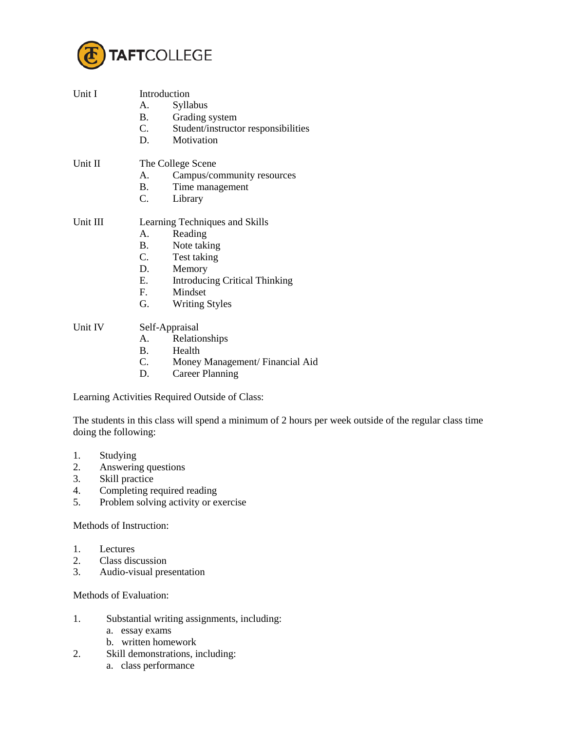Unit I Introduction

A. Syllabus
B. Grading system
C. Student/instructor responsibilities
D. Motivation

Unit II The College Scene

A. Campus/community resources
B. Time management
C. Library

Unit III Learning Techniques and Skills

A. Reading
B. Note taking
C. Test taking
D. Memory
E. Introducing Critical Thinking
F. Mindset
G. Writing Styles

Unit IV Self-Appraisal

A. Relationships
B. Health
C. Money Management/ Financial Aid
D. Career Planning

Learning Activities Required Outside of Class:

The students in this class will spend a minimum of 2 hours per week outside of the regular class time doing the following:

1. Studying
2. Answering questions
3. Skill practice
4. Completing required reading
5. Problem solving activity or exercise

Methods of Instruction:

1. Lectures
2. Class discussion
3. Audio-visual presentation

Methods of Evaluation:

1. Substantial writing assignments, including:
   a. essay exams
   b. written homework
2. Skill demonstrations, including:
   a. class performance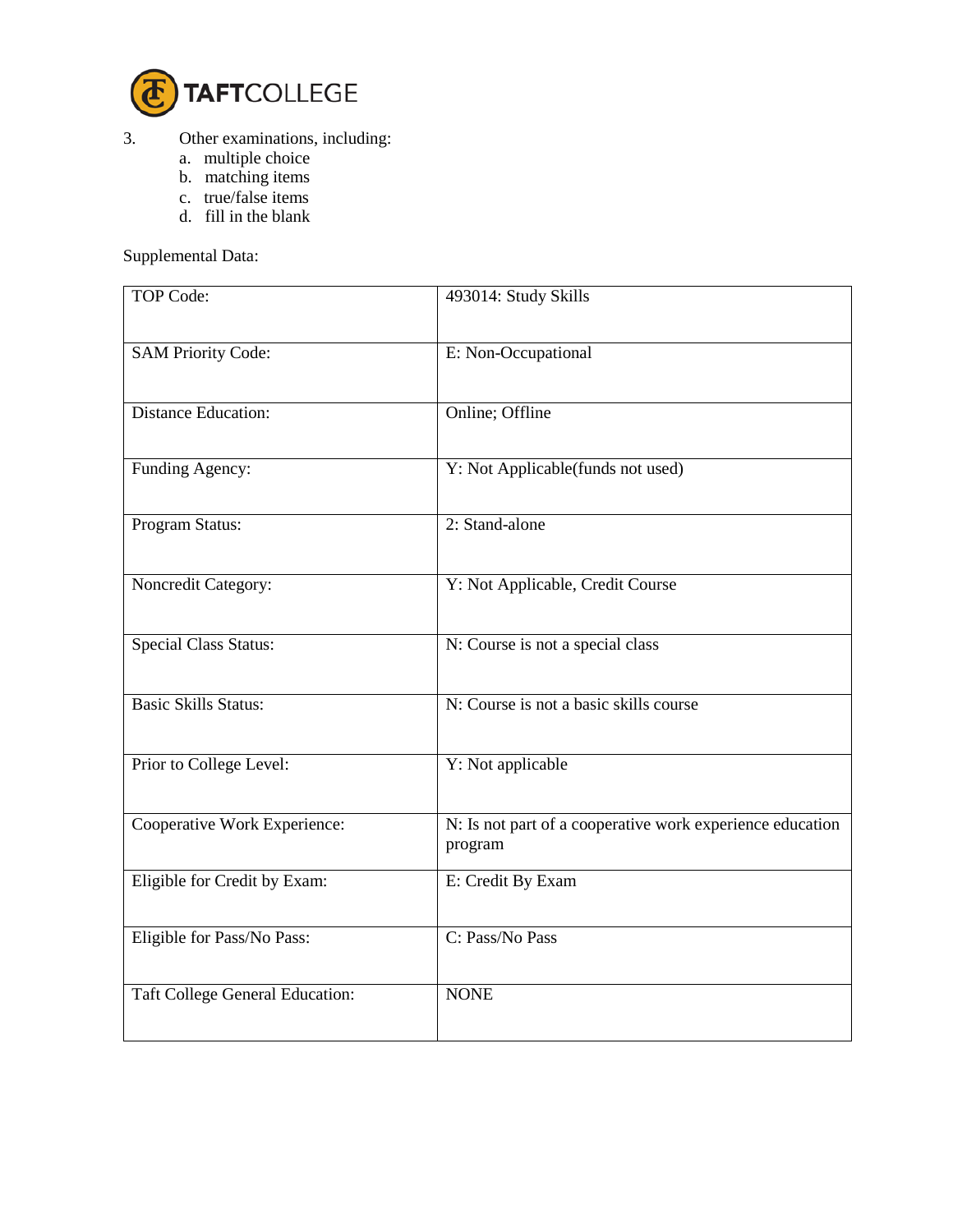3. Other examinations, including:
   a. multiple choice
   b. matching items
   c. true/false items
   d. fill in the blank

Supplemental Data:

| | |
|---|---|
| TOP Code: | 493014: Study Skills |
| SAM Priority Code: | E: Non-Occupational |
| Distance Education: | Online; Offline |
| Funding Agency: | Y: Not Applicable(funds not used) |
| Program Status: | 2: Stand-alone |
| Noncredit Category: | Y: Not Applicable, Credit Course |
| Special Class Status: | N: Course is not a special class |
| Basic Skills Status: | N: Course is not a basic skills course |
| Prior to College Level: | Y: Not applicable |
| Cooperative Work Experience: | N: Is not part of a cooperative work experience education program |
| Eligible for Credit by Exam: | E: Credit By Exam |
| Eligible for Pass/No Pass: | C: Pass/No Pass |
| Taft College General Education: | NONE |